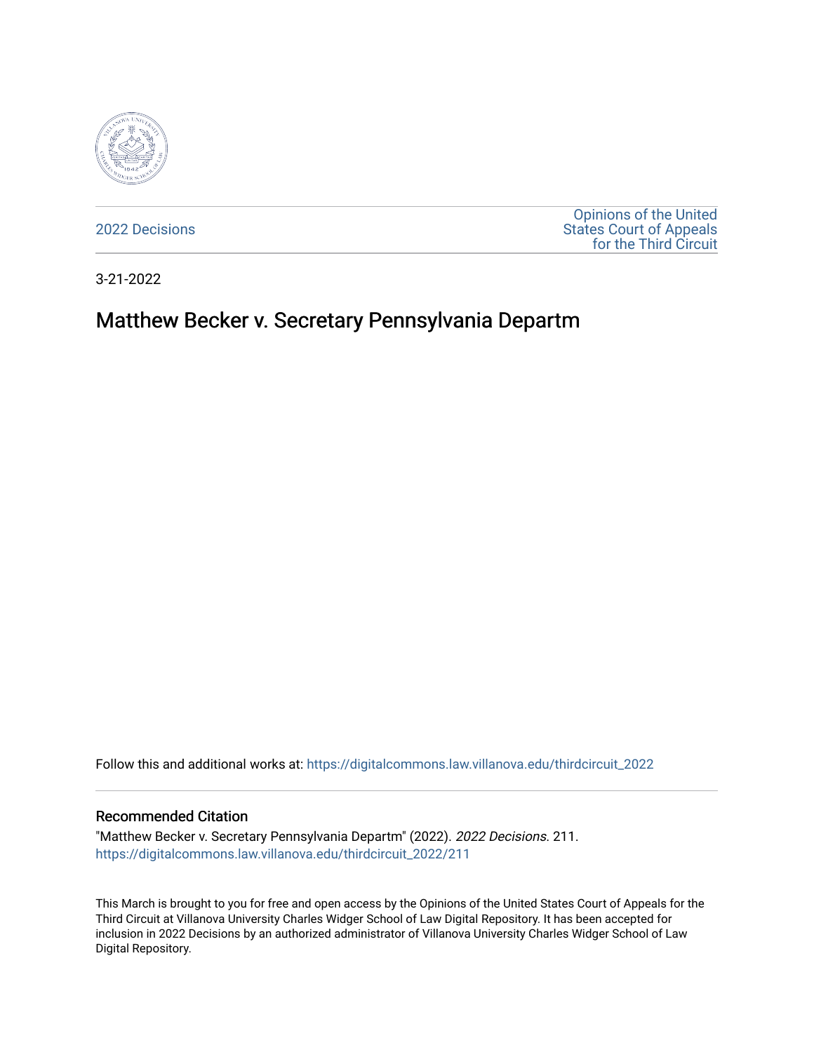2022 Decisions

Opinions of the United States Court of Appeals for the Third Circuit

3-21-2022

# Matthew Becker v. Secretary Pennsylvania Departm

Follow this and additional works at: https://digitalcommons.law.villanova.edu/thirdcircuit_2022

## Recommended Citation

"Matthew Becker v. Secretary Pennsylvania Departm" (2022). *2022 Decisions*. 211.
https://digitalcommons.law.villanova.edu/thirdcircuit_2022/211

This March is brought to you for free and open access by the Opinions of the United States Court of Appeals for the Third Circuit at Villanova University Charles Widger School of Law Digital Repository. It has been accepted for inclusion in 2022 Decisions by an authorized administrator of Villanova University Charles Widger School of Law Digital Repository.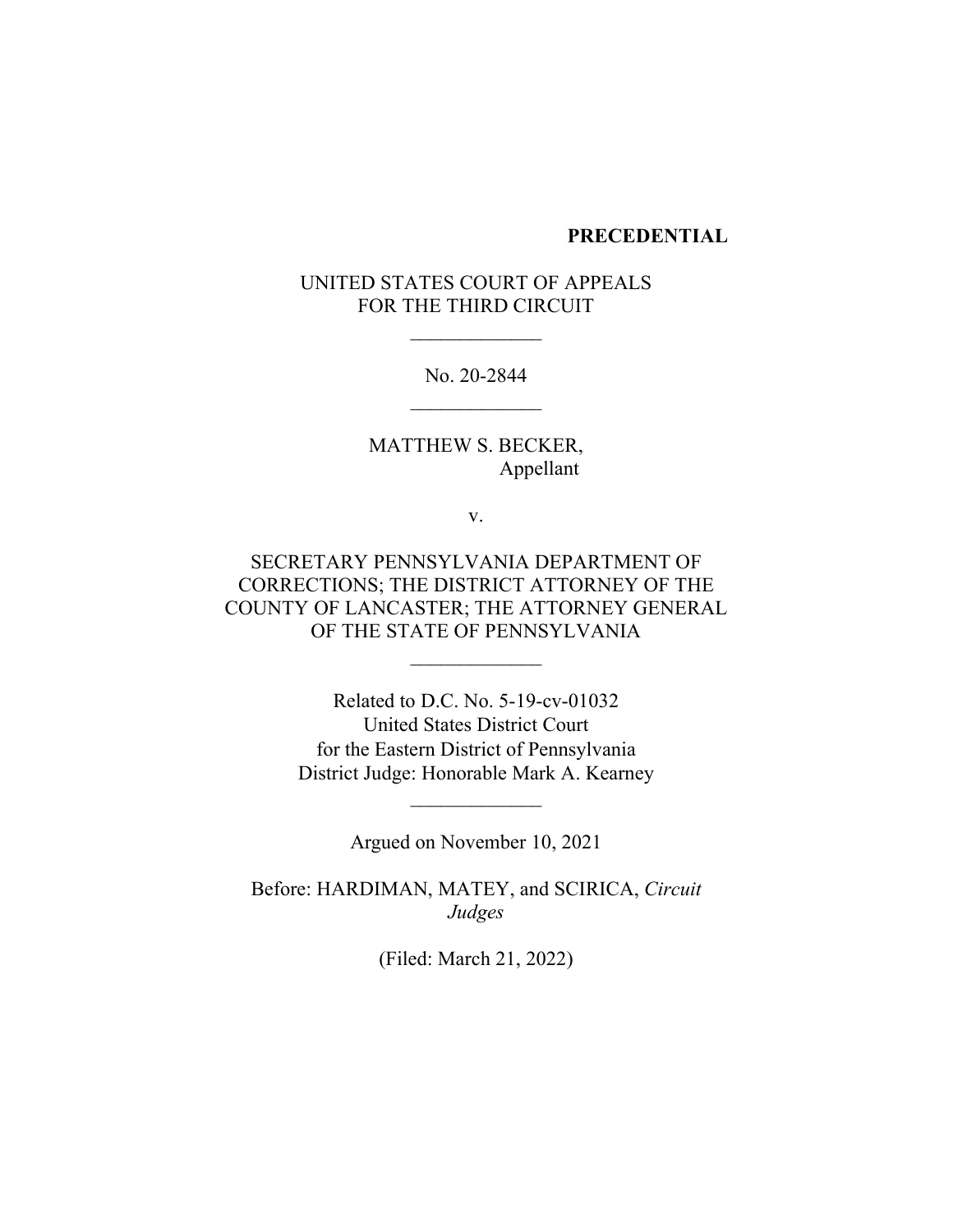**PRECEDENTIAL**

UNITED STATES COURT OF APPEALS
FOR THE THIRD CIRCUIT

\_\_\_\_\_\_\_\_\_\_\_\_\_

No. 20-2844

\_\_\_\_\_\_\_\_\_\_\_\_\_

MATTHEW S. BECKER,
Appellant

v.

SECRETARY PENNSYLVANIA DEPARTMENT OF CORRECTIONS; THE DISTRICT ATTORNEY OF THE COUNTY OF LANCASTER; THE ATTORNEY GENERAL OF THE STATE OF PENNSYLVANIA

\_\_\_\_\_\_\_\_\_\_\_\_\_

Related to D.C. No. 5-19-cv-01032
United States District Court
for the Eastern District of Pennsylvania
District Judge: Honorable Mark A. Kearney

\_\_\_\_\_\_\_\_\_\_\_\_\_

Argued on November 10, 2021

Before: HARDIMAN, MATEY, and SCIRICA, *Circuit Judges*

(Filed: March 21, 2022)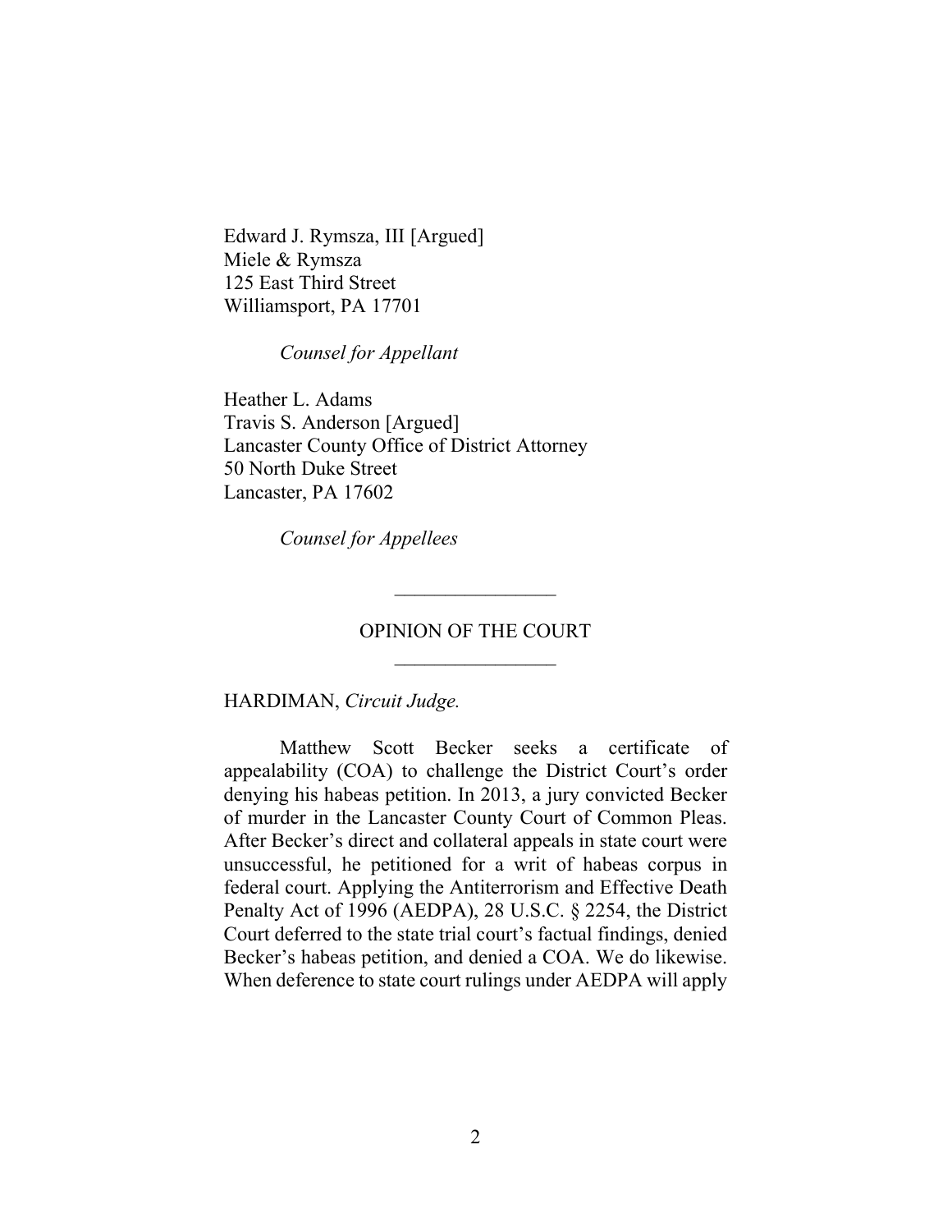Edward J. Rymsza, III [Argued]
Miele & Rymsza
125 East Third Street
Williamsport, PA 17701

*Counsel for Appellant*

Heather L. Adams
Travis S. Anderson [Argued]
Lancaster County Office of District Attorney
50 North Duke Street
Lancaster, PA 17602

*Counsel for Appellees*

________________

OPINION OF THE COURT

________________

HARDIMAN, *Circuit Judge.*

Matthew Scott Becker seeks a certificate of appealability (COA) to challenge the District Court's order denying his habeas petition. In 2013, a jury convicted Becker of murder in the Lancaster County Court of Common Pleas. After Becker's direct and collateral appeals in state court were unsuccessful, he petitioned for a writ of habeas corpus in federal court. Applying the Antiterrorism and Effective Death Penalty Act of 1996 (AEDPA), 28 U.S.C. § 2254, the District Court deferred to the state trial court's factual findings, denied Becker's habeas petition, and denied a COA. We do likewise. When deference to state court rulings under AEDPA will apply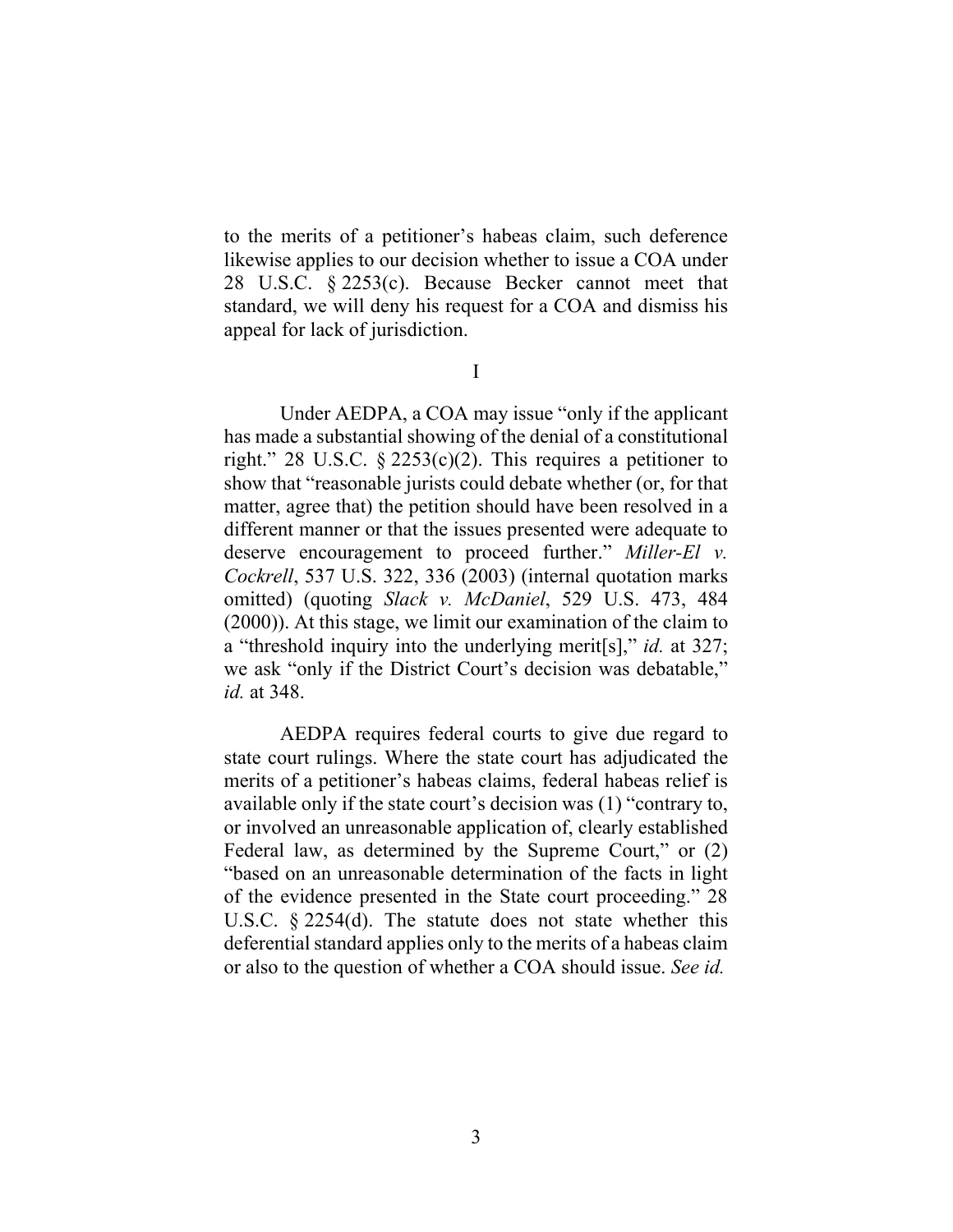to the merits of a petitioner's habeas claim, such deference likewise applies to our decision whether to issue a COA under 28 U.S.C. § 2253(c). Because Becker cannot meet that standard, we will deny his request for a COA and dismiss his appeal for lack of jurisdiction.

## I

Under AEDPA, a COA may issue "only if the applicant has made a substantial showing of the denial of a constitutional right." 28 U.S.C. § 2253(c)(2). This requires a petitioner to show that "reasonable jurists could debate whether (or, for that matter, agree that) the petition should have been resolved in a different manner or that the issues presented were adequate to deserve encouragement to proceed further." *Miller-El v. Cockrell*, 537 U.S. 322, 336 (2003) (internal quotation marks omitted) (quoting *Slack v. McDaniel*, 529 U.S. 473, 484 (2000)). At this stage, we limit our examination of the claim to a "threshold inquiry into the underlying merit[s]," *id.* at 327; we ask "only if the District Court's decision was debatable," *id.* at 348.

AEDPA requires federal courts to give due regard to state court rulings. Where the state court has adjudicated the merits of a petitioner's habeas claims, federal habeas relief is available only if the state court's decision was (1) "contrary to, or involved an unreasonable application of, clearly established Federal law, as determined by the Supreme Court," or (2) "based on an unreasonable determination of the facts in light of the evidence presented in the State court proceeding." 28 U.S.C. § 2254(d). The statute does not state whether this deferential standard applies only to the merits of a habeas claim or also to the question of whether a COA should issue. *See id.*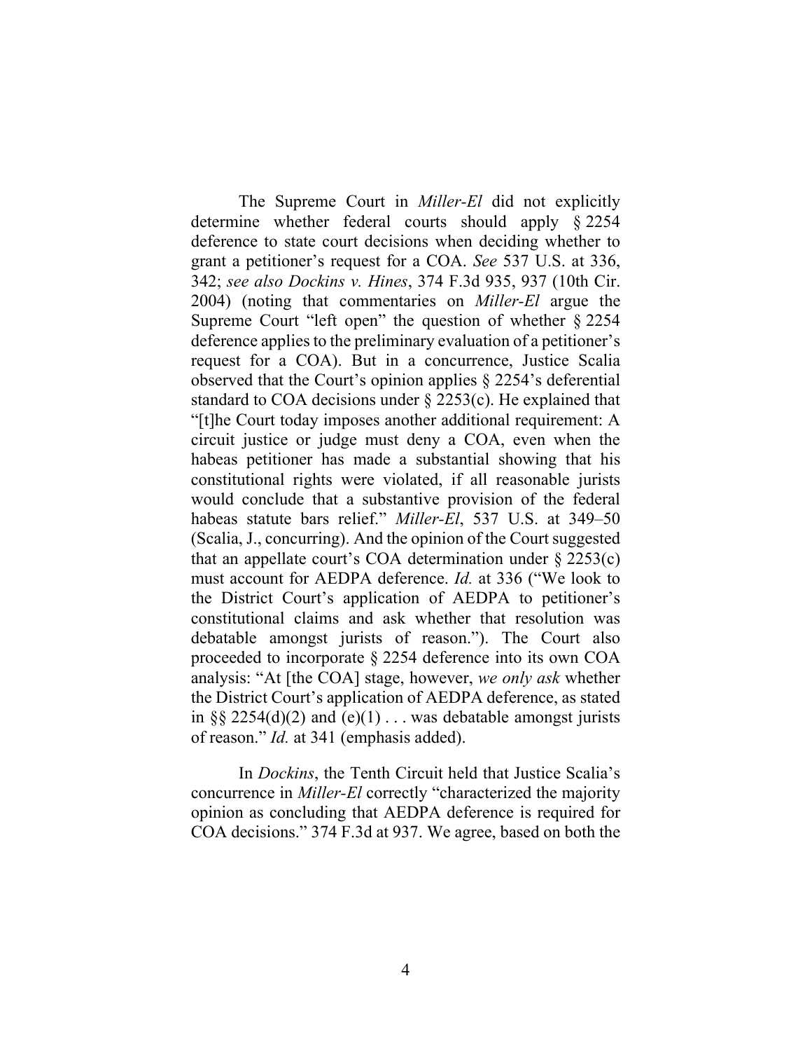The Supreme Court in *Miller-El* did not explicitly determine whether federal courts should apply § 2254 deference to state court decisions when deciding whether to grant a petitioner's request for a COA. *See* 537 U.S. at 336, 342; *see also Dockins v. Hines*, 374 F.3d 935, 937 (10th Cir. 2004) (noting that commentaries on *Miller-El* argue the Supreme Court "left open" the question of whether § 2254 deference applies to the preliminary evaluation of a petitioner's request for a COA). But in a concurrence, Justice Scalia observed that the Court's opinion applies § 2254's deferential standard to COA decisions under § 2253(c). He explained that "[t]he Court today imposes another additional requirement: A circuit justice or judge must deny a COA, even when the habeas petitioner has made a substantial showing that his constitutional rights were violated, if all reasonable jurists would conclude that a substantive provision of the federal habeas statute bars relief." *Miller-El*, 537 U.S. at 349–50 (Scalia, J., concurring). And the opinion of the Court suggested that an appellate court's COA determination under § 2253(c) must account for AEDPA deference. *Id.* at 336 ("We look to the District Court's application of AEDPA to petitioner's constitutional claims and ask whether that resolution was debatable amongst jurists of reason."). The Court also proceeded to incorporate § 2254 deference into its own COA analysis: "At [the COA] stage, however, *we only ask* whether the District Court's application of AEDPA deference, as stated in §§ 2254(d)(2) and (e)(1) . . . was debatable amongst jurists of reason." *Id.* at 341 (emphasis added).

In *Dockins*, the Tenth Circuit held that Justice Scalia's concurrence in *Miller-El* correctly "characterized the majority opinion as concluding that AEDPA deference is required for COA decisions." 374 F.3d at 937. We agree, based on both the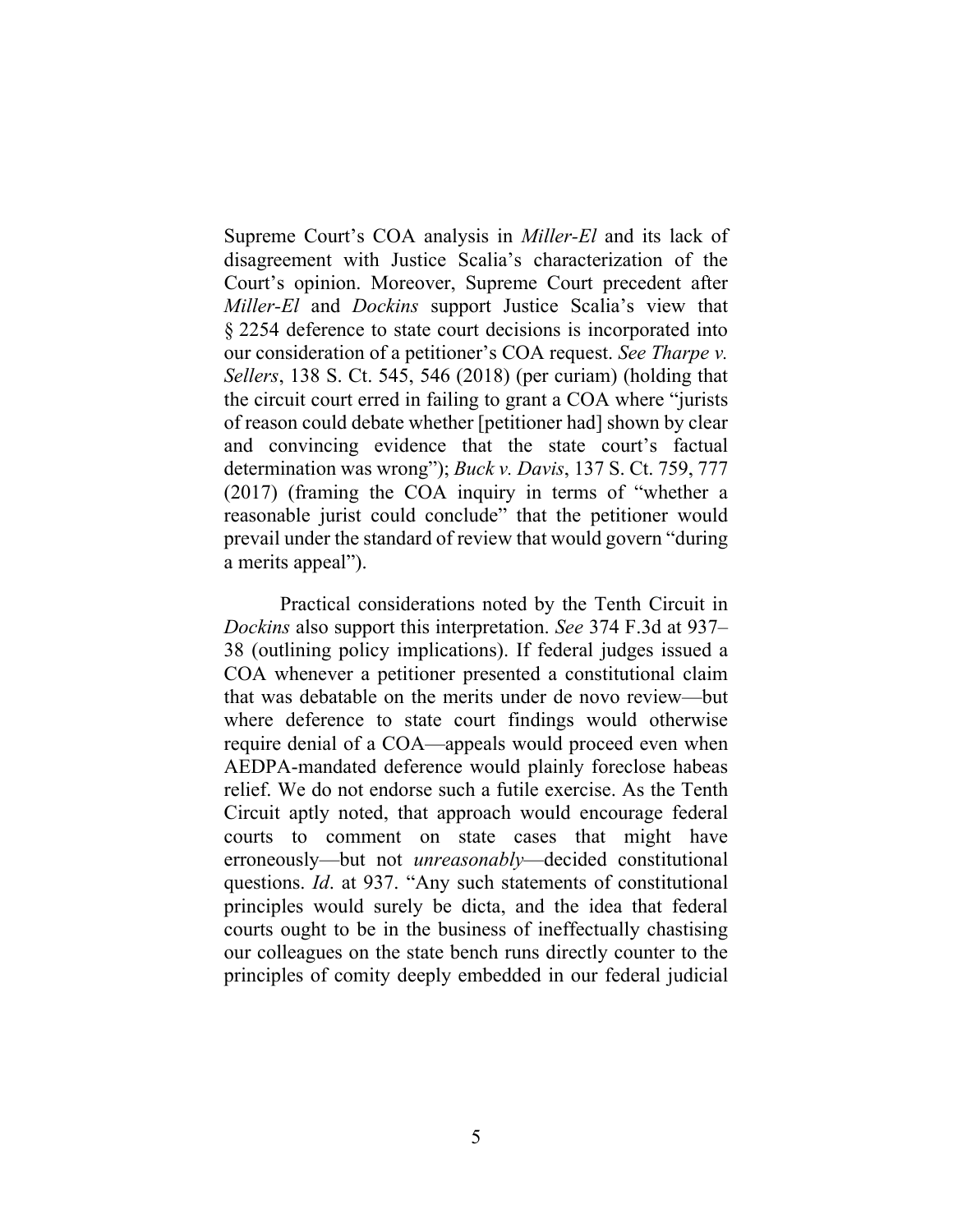Supreme Court's COA analysis in *Miller-El* and its lack of disagreement with Justice Scalia's characterization of the Court's opinion. Moreover, Supreme Court precedent after *Miller-El* and *Dockins* support Justice Scalia's view that § 2254 deference to state court decisions is incorporated into our consideration of a petitioner's COA request. *See Tharpe v. Sellers*, 138 S. Ct. 545, 546 (2018) (per curiam) (holding that the circuit court erred in failing to grant a COA where "jurists of reason could debate whether [petitioner had] shown by clear and convincing evidence that the state court's factual determination was wrong"); *Buck v. Davis*, 137 S. Ct. 759, 777 (2017) (framing the COA inquiry in terms of "whether a reasonable jurist could conclude" that the petitioner would prevail under the standard of review that would govern "during a merits appeal").

Practical considerations noted by the Tenth Circuit in *Dockins* also support this interpretation. *See* 374 F.3d at 937–38 (outlining policy implications). If federal judges issued a COA whenever a petitioner presented a constitutional claim that was debatable on the merits under de novo review—but where deference to state court findings would otherwise require denial of a COA—appeals would proceed even when AEDPA-mandated deference would plainly foreclose habeas relief. We do not endorse such a futile exercise. As the Tenth Circuit aptly noted, that approach would encourage federal courts to comment on state cases that might have erroneously—but not *unreasonably*—decided constitutional questions. *Id*. at 937. "Any such statements of constitutional principles would surely be dicta, and the idea that federal courts ought to be in the business of ineffectually chastising our colleagues on the state bench runs directly counter to the principles of comity deeply embedded in our federal judicial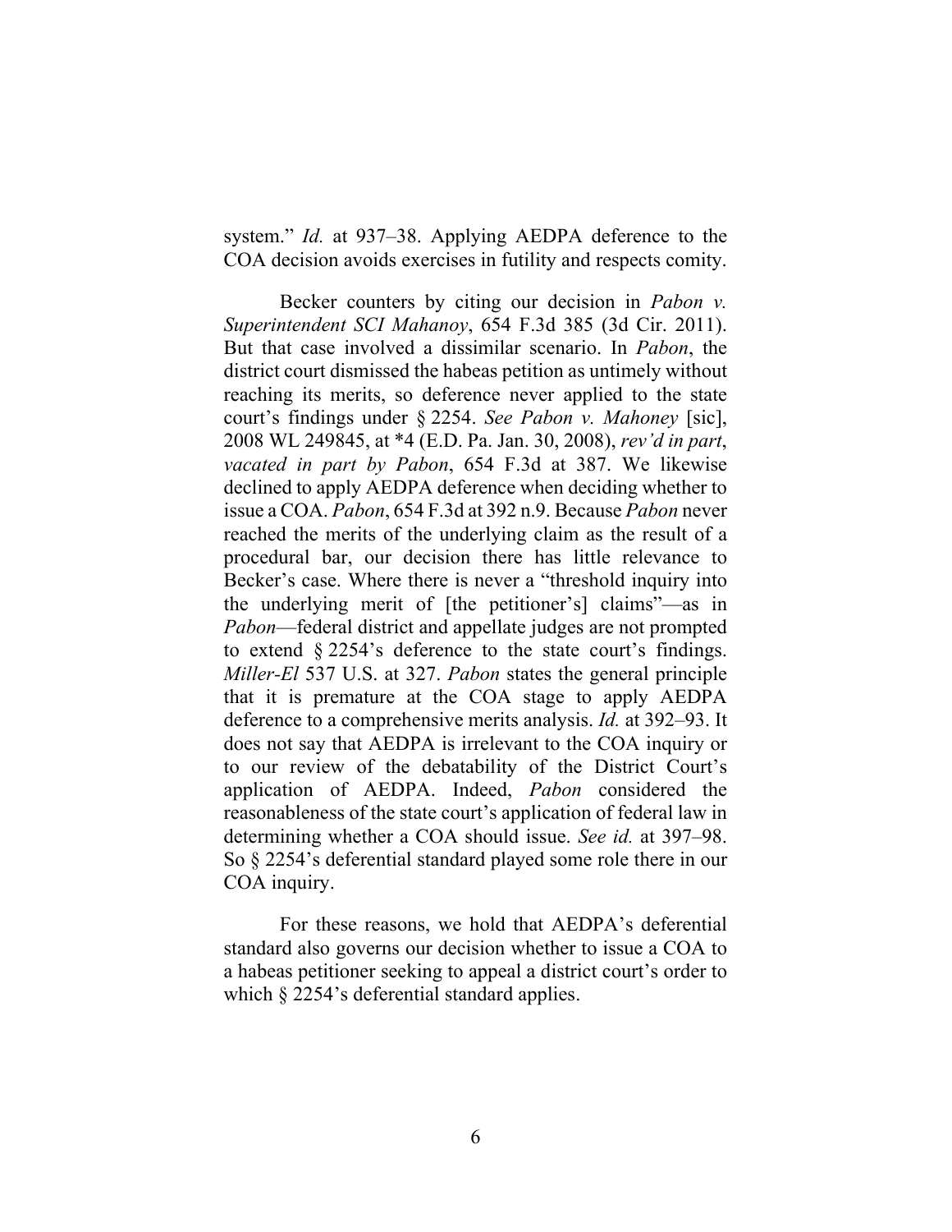system." *Id.* at 937–38. Applying AEDPA deference to the COA decision avoids exercises in futility and respects comity.

Becker counters by citing our decision in *Pabon v. Superintendent SCI Mahanoy*, 654 F.3d 385 (3d Cir. 2011). But that case involved a dissimilar scenario. In *Pabon*, the district court dismissed the habeas petition as untimely without reaching its merits, so deference never applied to the state court's findings under § 2254. *See Pabon v. Mahoney* [sic], 2008 WL 249845, at *4 (E.D. Pa. Jan. 30, 2008), *rev'd in part*, *vacated in part by Pabon*, 654 F.3d at 387. We likewise declined to apply AEDPA deference when deciding whether to issue a COA. *Pabon*, 654 F.3d at 392 n.9. Because *Pabon* never reached the merits of the underlying claim as the result of a procedural bar, our decision there has little relevance to Becker's case. Where there is never a "threshold inquiry into the underlying merit of [the petitioner's] claims"—as in *Pabon*—federal district and appellate judges are not prompted to extend § 2254's deference to the state court's findings. *Miller-El* 537 U.S. at 327. *Pabon* states the general principle that it is premature at the COA stage to apply AEDPA deference to a comprehensive merits analysis. *Id.* at 392–93. It does not say that AEDPA is irrelevant to the COA inquiry or to our review of the debatability of the District Court's application of AEDPA. Indeed, *Pabon* considered the reasonableness of the state court's application of federal law in determining whether a COA should issue. *See id.* at 397–98. So § 2254's deferential standard played some role there in our COA inquiry.

For these reasons, we hold that AEDPA's deferential standard also governs our decision whether to issue a COA to a habeas petitioner seeking to appeal a district court's order to which § 2254's deferential standard applies.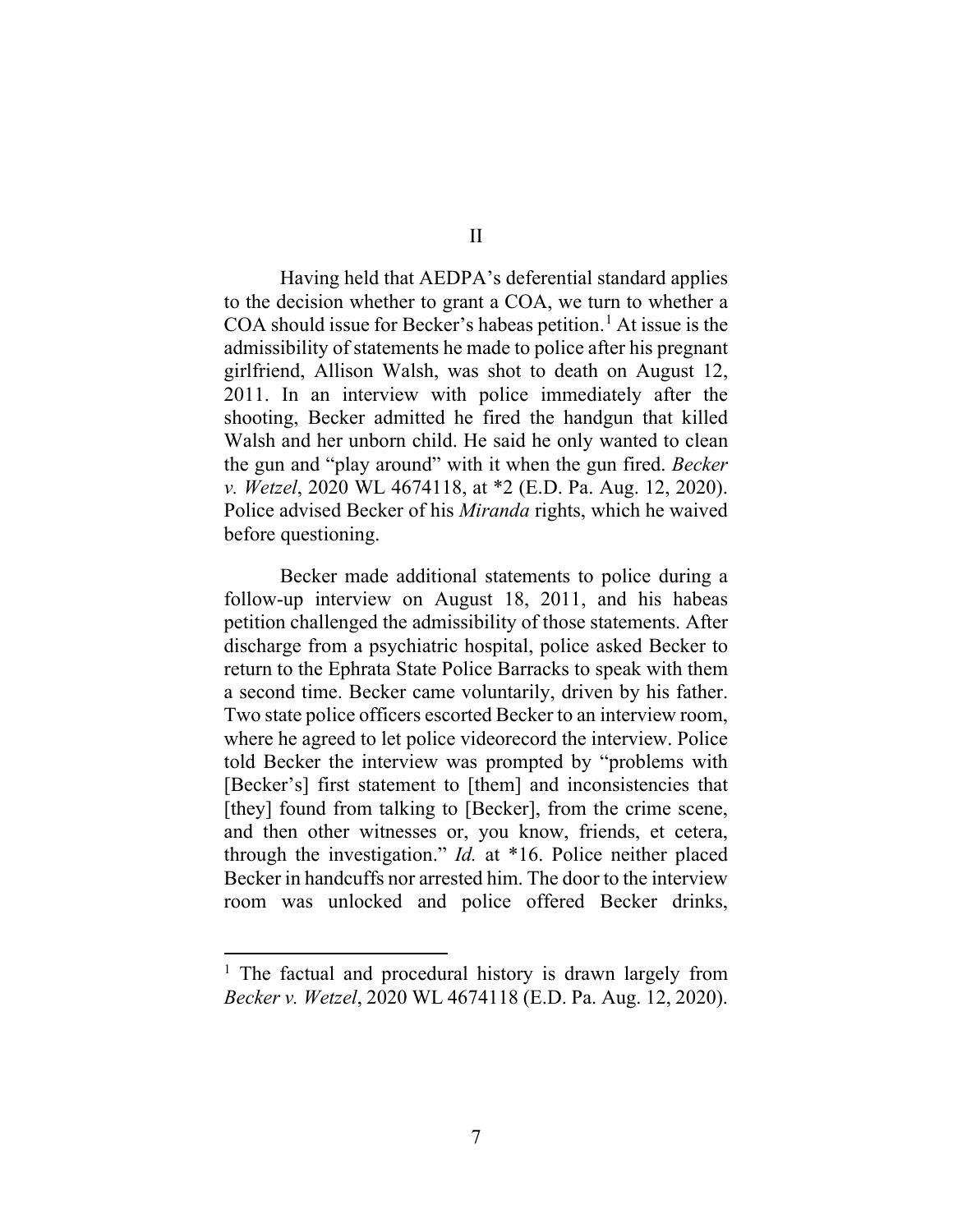# II

Having held that AEDPA's deferential standard applies to the decision whether to grant a COA, we turn to whether a COA should issue for Becker's habeas petition.[1] At issue is the admissibility of statements he made to police after his pregnant girlfriend, Allison Walsh, was shot to death on August 12, 2011. In an interview with police immediately after the shooting, Becker admitted he fired the handgun that killed Walsh and her unborn child. He said he only wanted to clean the gun and "play around" with it when the gun fired. *Becker v. Wetzel*, 2020 WL 4674118, at *2 (E.D. Pa. Aug. 12, 2020). Police advised Becker of his *Miranda* rights, which he waived before questioning.

Becker made additional statements to police during a follow-up interview on August 18, 2011, and his habeas petition challenged the admissibility of those statements. After discharge from a psychiatric hospital, police asked Becker to return to the Ephrata State Police Barracks to speak with them a second time. Becker came voluntarily, driven by his father. Two state police officers escorted Becker to an interview room, where he agreed to let police videorecord the interview. Police told Becker the interview was prompted by "problems with [Becker's] first statement to [them] and inconsistencies that [they] found from talking to [Becker], from the crime scene, and then other witnesses or, you know, friends, et cetera, through the investigation." *Id.* at *16. Police neither placed Becker in handcuffs nor arrested him. The door to the interview room was unlocked and police offered Becker drinks,

[1] The factual and procedural history is drawn largely from *Becker v. Wetzel*, 2020 WL 4674118 (E.D. Pa. Aug. 12, 2020).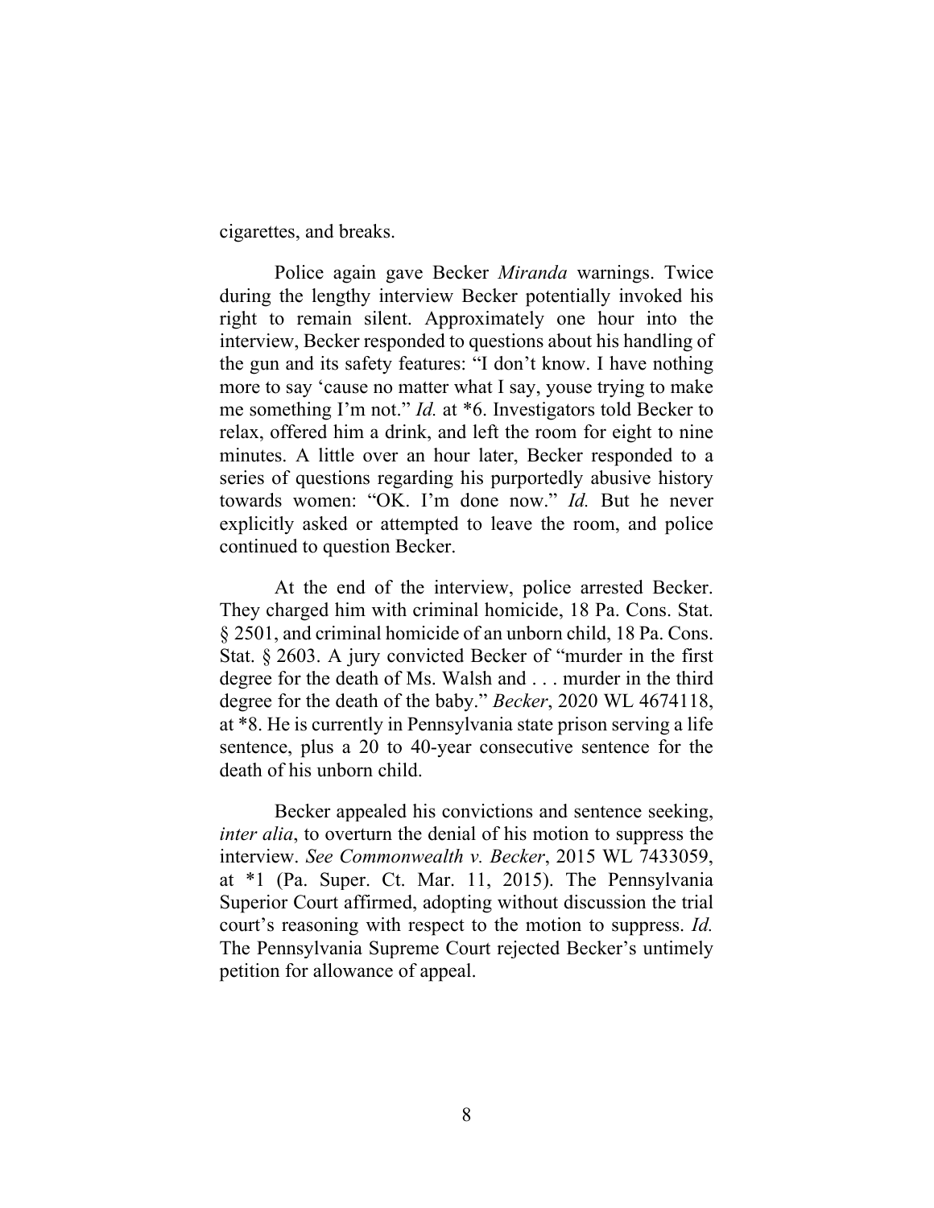cigarettes, and breaks.

Police again gave Becker *Miranda* warnings. Twice during the lengthy interview Becker potentially invoked his right to remain silent. Approximately one hour into the interview, Becker responded to questions about his handling of the gun and its safety features: "I don't know. I have nothing more to say 'cause no matter what I say, youse trying to make me something I'm not." *Id.* at *6. Investigators told Becker to relax, offered him a drink, and left the room for eight to nine minutes. A little over an hour later, Becker responded to a series of questions regarding his purportedly abusive history towards women: "OK. I'm done now." *Id.* But he never explicitly asked or attempted to leave the room, and police continued to question Becker.

At the end of the interview, police arrested Becker. They charged him with criminal homicide, 18 Pa. Cons. Stat. § 2501, and criminal homicide of an unborn child, 18 Pa. Cons. Stat. § 2603. A jury convicted Becker of "murder in the first degree for the death of Ms. Walsh and . . . murder in the third degree for the death of the baby." *Becker*, 2020 WL 4674118, at *8. He is currently in Pennsylvania state prison serving a life sentence, plus a 20 to 40-year consecutive sentence for the death of his unborn child.

Becker appealed his convictions and sentence seeking, *inter alia*, to overturn the denial of his motion to suppress the interview. *See Commonwealth v. Becker*, 2015 WL 7433059, at *1 (Pa. Super. Ct. Mar. 11, 2015). The Pennsylvania Superior Court affirmed, adopting without discussion the trial court's reasoning with respect to the motion to suppress. *Id.* The Pennsylvania Supreme Court rejected Becker's untimely petition for allowance of appeal.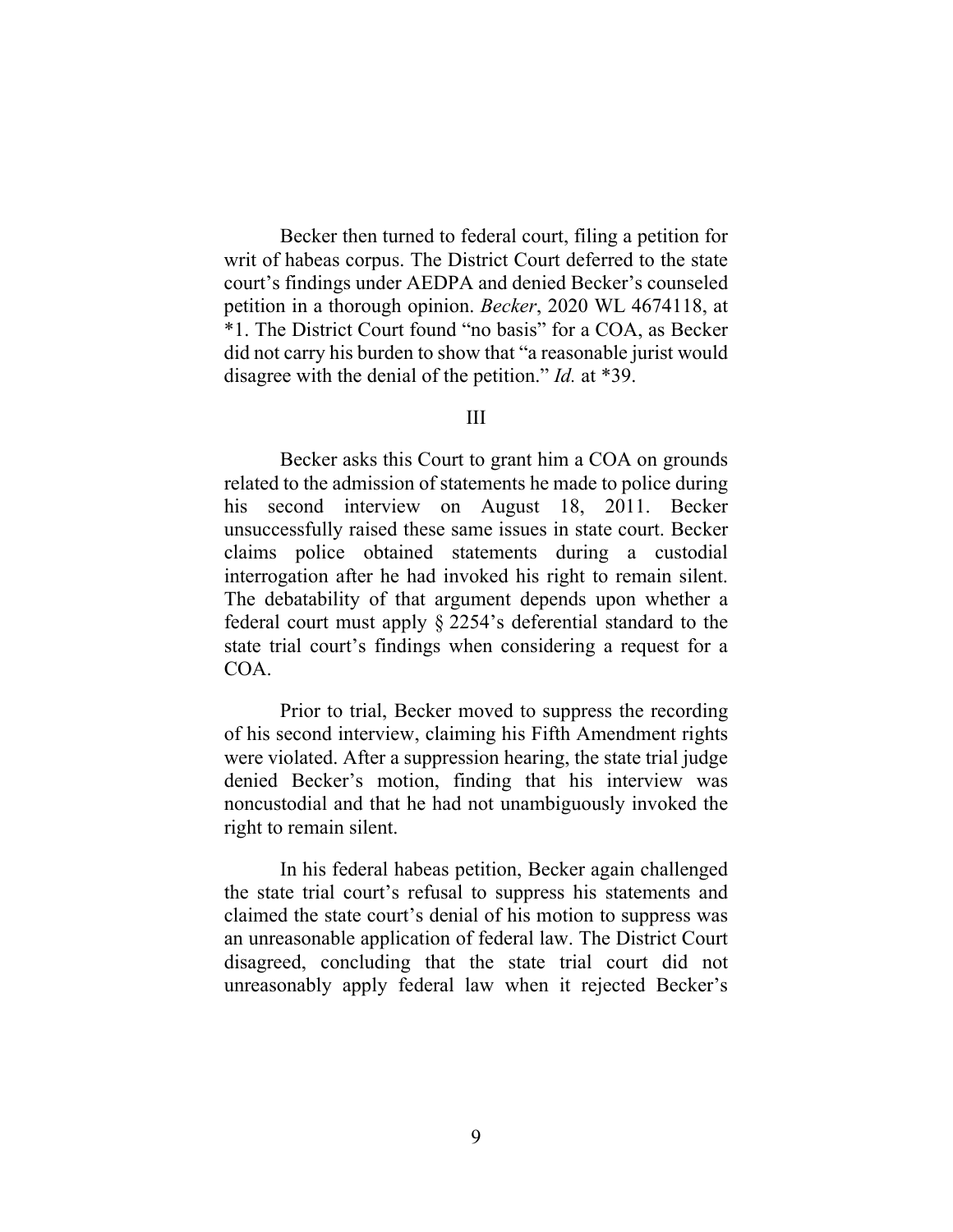Becker then turned to federal court, filing a petition for writ of habeas corpus. The District Court deferred to the state court's findings under AEDPA and denied Becker's counseled petition in a thorough opinion. *Becker*, 2020 WL 4674118, at *1. The District Court found "no basis" for a COA, as Becker did not carry his burden to show that "a reasonable jurist would disagree with the denial of the petition." *Id.* at *39.

III

Becker asks this Court to grant him a COA on grounds related to the admission of statements he made to police during his second interview on August 18, 2011. Becker unsuccessfully raised these same issues in state court. Becker claims police obtained statements during a custodial interrogation after he had invoked his right to remain silent. The debatability of that argument depends upon whether a federal court must apply § 2254's deferential standard to the state trial court's findings when considering a request for a COA.

Prior to trial, Becker moved to suppress the recording of his second interview, claiming his Fifth Amendment rights were violated. After a suppression hearing, the state trial judge denied Becker's motion, finding that his interview was noncustodial and that he had not unambiguously invoked the right to remain silent.

In his federal habeas petition, Becker again challenged the state trial court's refusal to suppress his statements and claimed the state court's denial of his motion to suppress was an unreasonable application of federal law. The District Court disagreed, concluding that the state trial court did not unreasonably apply federal law when it rejected Becker's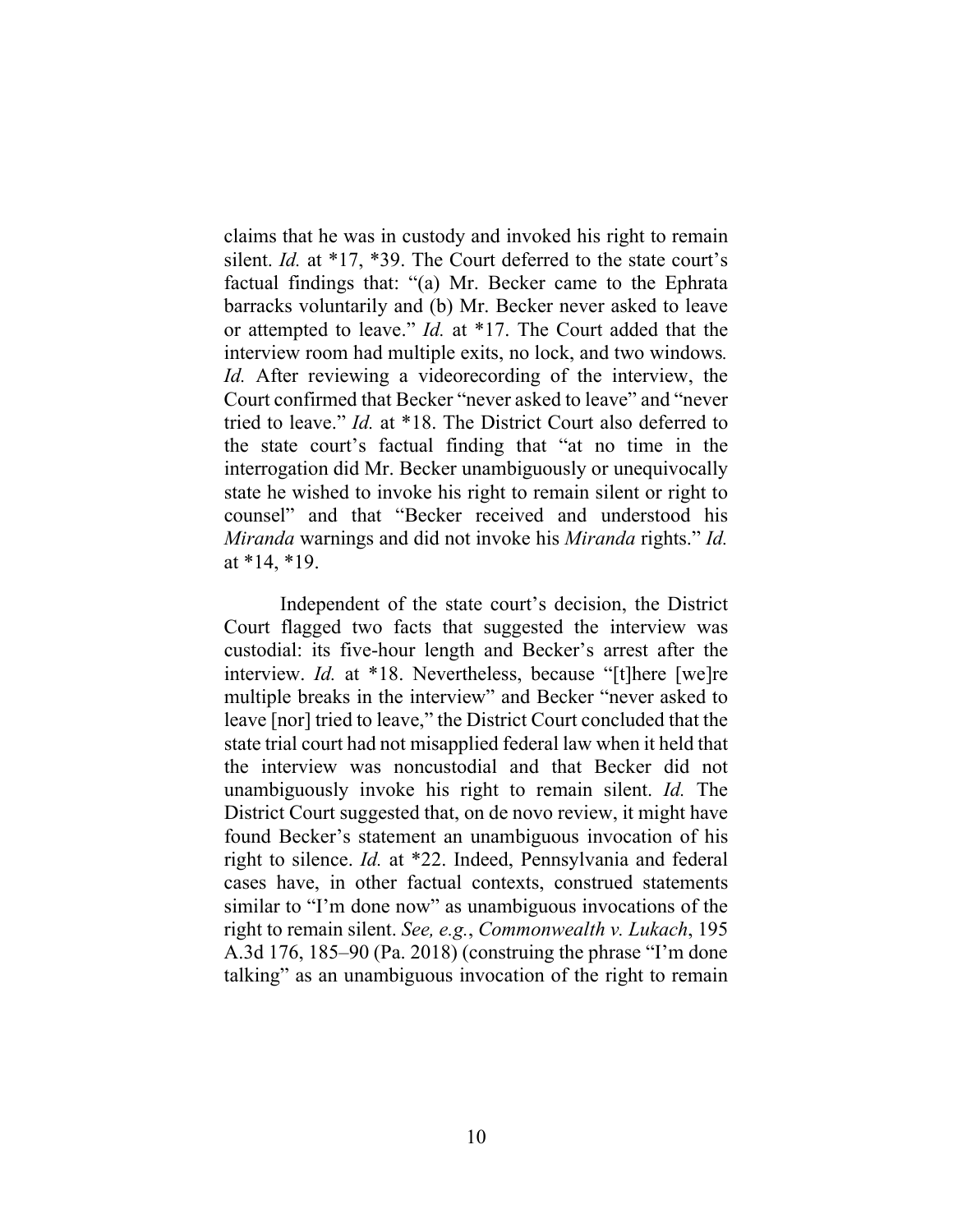claims that he was in custody and invoked his right to remain silent. *Id.* at *17, *39. The Court deferred to the state court's factual findings that: "(a) Mr. Becker came to the Ephrata barracks voluntarily and (b) Mr. Becker never asked to leave or attempted to leave." *Id.* at *17. The Court added that the interview room had multiple exits, no lock, and two windows*.* *Id.* After reviewing a videorecording of the interview, the Court confirmed that Becker "never asked to leave" and "never tried to leave." *Id.* at *18. The District Court also deferred to the state court's factual finding that "at no time in the interrogation did Mr. Becker unambiguously or unequivocally state he wished to invoke his right to remain silent or right to counsel" and that "Becker received and understood his *Miranda* warnings and did not invoke his *Miranda* rights." *Id.* at *14, *19.

Independent of the state court's decision, the District Court flagged two facts that suggested the interview was custodial: its five-hour length and Becker's arrest after the interview. *Id.* at *18. Nevertheless, because "[t]here [we]re multiple breaks in the interview" and Becker "never asked to leave [nor] tried to leave," the District Court concluded that the state trial court had not misapplied federal law when it held that the interview was noncustodial and that Becker did not unambiguously invoke his right to remain silent. *Id.* The District Court suggested that, on de novo review, it might have found Becker's statement an unambiguous invocation of his right to silence. *Id.* at *22. Indeed, Pennsylvania and federal cases have, in other factual contexts, construed statements similar to "I'm done now" as unambiguous invocations of the right to remain silent. *See, e.g.*, *Commonwealth v. Lukach*, 195 A.3d 176, 185–90 (Pa. 2018) (construing the phrase "I'm done talking" as an unambiguous invocation of the right to remain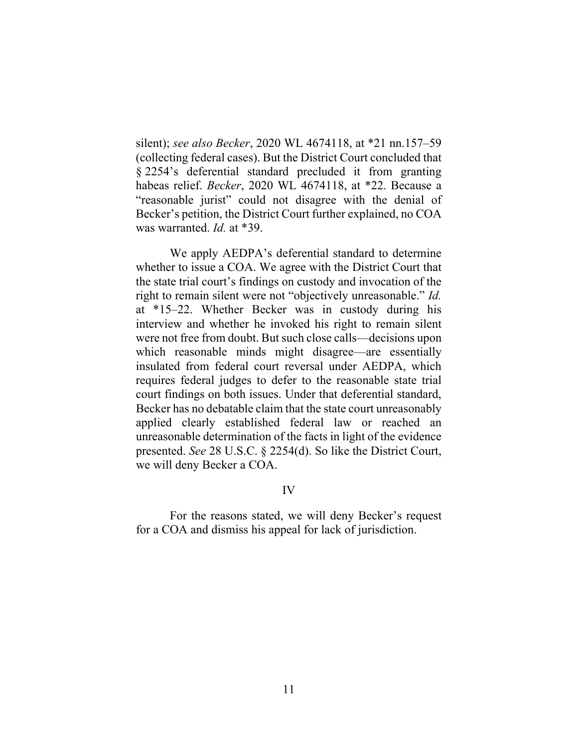silent); *see also Becker*, 2020 WL 4674118, at *21 nn.157–59 (collecting federal cases). But the District Court concluded that § 2254's deferential standard precluded it from granting habeas relief. *Becker*, 2020 WL 4674118, at *22. Because a "reasonable jurist" could not disagree with the denial of Becker's petition, the District Court further explained, no COA was warranted. *Id.* at *39.

We apply AEDPA's deferential standard to determine whether to issue a COA. We agree with the District Court that the state trial court's findings on custody and invocation of the right to remain silent were not "objectively unreasonable." *Id.* at *15–22. Whether Becker was in custody during his interview and whether he invoked his right to remain silent were not free from doubt. But such close calls—decisions upon which reasonable minds might disagree—are essentially insulated from federal court reversal under AEDPA, which requires federal judges to defer to the reasonable state trial court findings on both issues. Under that deferential standard, Becker has no debatable claim that the state court unreasonably applied clearly established federal law or reached an unreasonable determination of the facts in light of the evidence presented. *See* 28 U.S.C. § 2254(d). So like the District Court, we will deny Becker a COA.

## IV

For the reasons stated, we will deny Becker's request for a COA and dismiss his appeal for lack of jurisdiction.